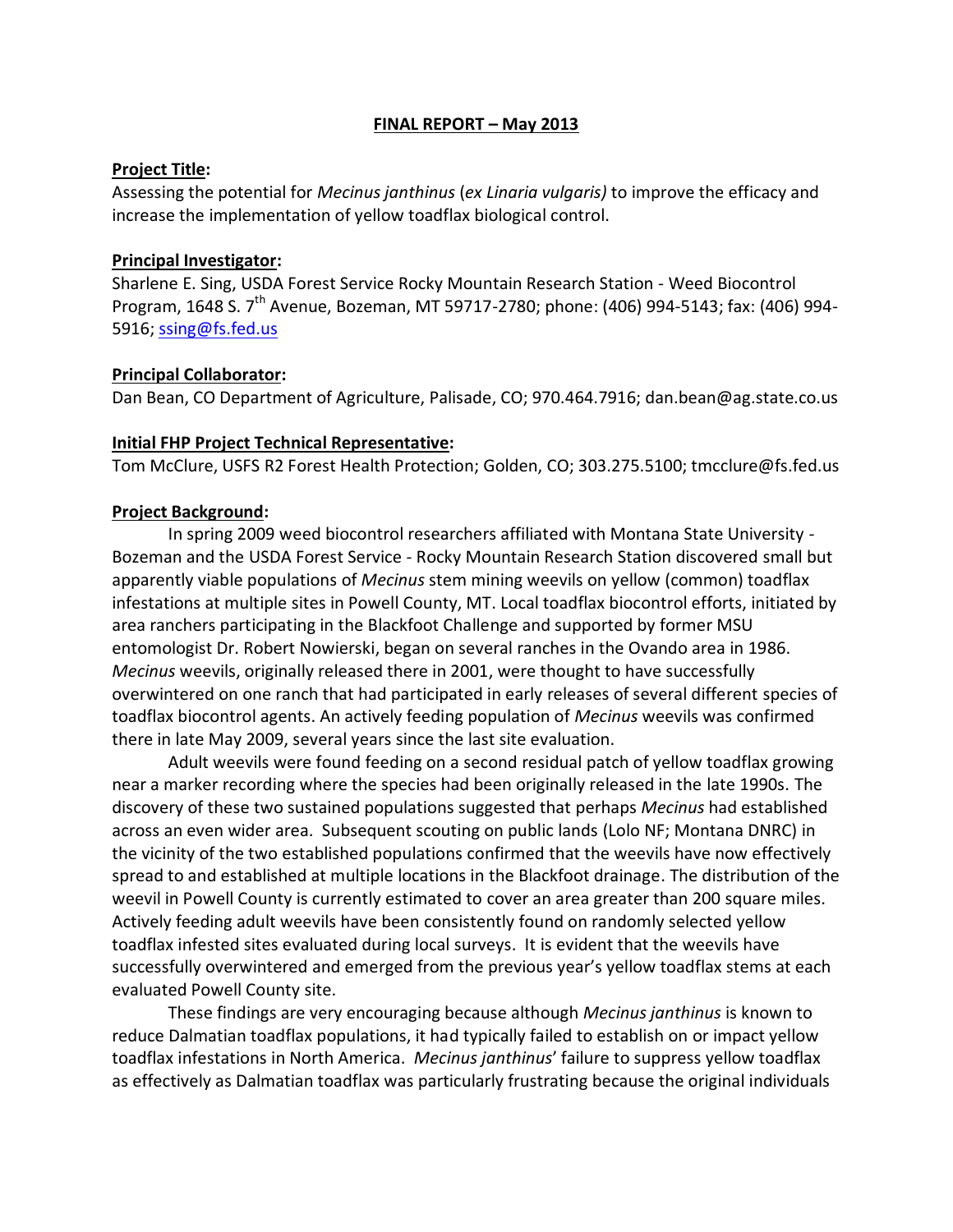**FINAL REPORT – May 2013**

**Project Title:**
Assessing the potential for *Mecinus janthinus* (*ex Linaria vulgaris)* to improve the efficacy and increase the implementation of yellow toadflax biological control.

**Principal Investigator:**
Sharlene E. Sing, USDA Forest Service Rocky Mountain Research Station - Weed Biocontrol Program, 1648 S. 7th Avenue, Bozeman, MT 59717-2780; phone: (406) 994-5143; fax: (406) 994-5916; ssing@fs.fed.us

**Principal Collaborator:**
Dan Bean, CO Department of Agriculture, Palisade, CO; 970.464.7916; dan.bean@ag.state.co.us

**Initial FHP Project Technical Representative:**
Tom McClure, USFS R2 Forest Health Protection; Golden, CO; 303.275.5100; tmcclure@fs.fed.us

**Project Background:**

In spring 2009 weed biocontrol researchers affiliated with Montana State University - Bozeman and the USDA Forest Service - Rocky Mountain Research Station discovered small but apparently viable populations of *Mecinus* stem mining weevils on yellow (common) toadflax infestations at multiple sites in Powell County, MT. Local toadflax biocontrol efforts, initiated by area ranchers participating in the Blackfoot Challenge and supported by former MSU entomologist Dr. Robert Nowierski, began on several ranches in the Ovando area in 1986. *Mecinus* weevils, originally released there in 2001, were thought to have successfully overwintered on one ranch that had participated in early releases of several different species of toadflax biocontrol agents. An actively feeding population of *Mecinus* weevils was confirmed there in late May 2009, several years since the last site evaluation.

Adult weevils were found feeding on a second residual patch of yellow toadflax growing near a marker recording where the species had been originally released in the late 1990s. The discovery of these two sustained populations suggested that perhaps *Mecinus* had established across an even wider area. Subsequent scouting on public lands (Lolo NF; Montana DNRC) in the vicinity of the two established populations confirmed that the weevils have now effectively spread to and established at multiple locations in the Blackfoot drainage. The distribution of the weevil in Powell County is currently estimated to cover an area greater than 200 square miles. Actively feeding adult weevils have been consistently found on randomly selected yellow toadflax infested sites evaluated during local surveys. It is evident that the weevils have successfully overwintered and emerged from the previous year's yellow toadflax stems at each evaluated Powell County site.

These findings are very encouraging because although *Mecinus janthinus* is known to reduce Dalmatian toadflax populations, it had typically failed to establish on or impact yellow toadflax infestations in North America. *Mecinus janthinus*' failure to suppress yellow toadflax as effectively as Dalmatian toadflax was particularly frustrating because the original individuals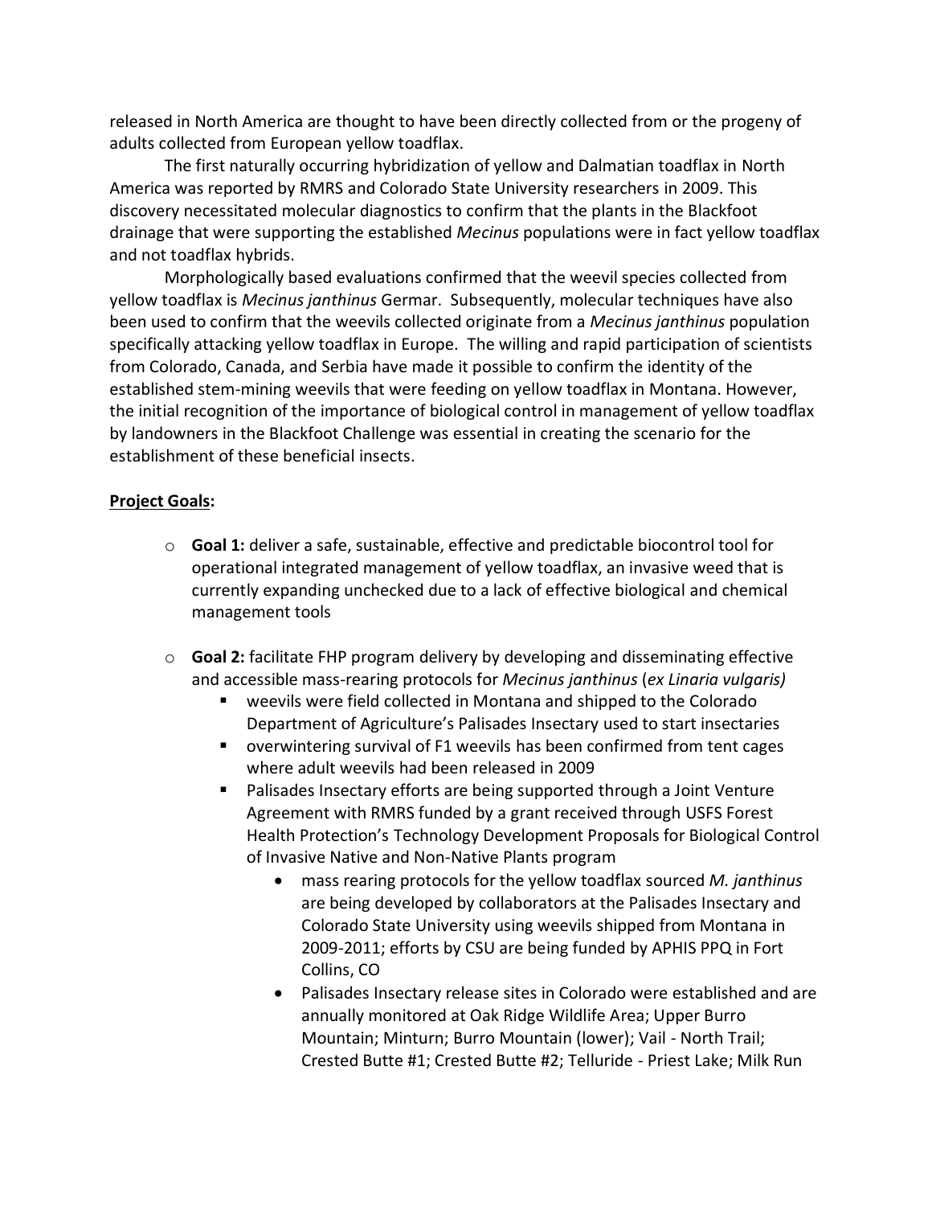released in North America are thought to have been directly collected from or the progeny of adults collected from European yellow toadflax.

The first naturally occurring hybridization of yellow and Dalmatian toadflax in North America was reported by RMRS and Colorado State University researchers in 2009. This discovery necessitated molecular diagnostics to confirm that the plants in the Blackfoot drainage that were supporting the established *Mecinus* populations were in fact yellow toadflax and not toadflax hybrids.

Morphologically based evaluations confirmed that the weevil species collected from yellow toadflax is *Mecinus janthinus* Germar. Subsequently, molecular techniques have also been used to confirm that the weevils collected originate from a *Mecinus janthinus* population specifically attacking yellow toadflax in Europe. The willing and rapid participation of scientists from Colorado, Canada, and Serbia have made it possible to confirm the identity of the established stem-mining weevils that were feeding on yellow toadflax in Montana. However, the initial recognition of the importance of biological control in management of yellow toadflax by landowners in the Blackfoot Challenge was essential in creating the scenario for the establishment of these beneficial insects.

**<u>Project Goals</u>:**

- **Goal 1:** deliver a safe, sustainable, effective and predictable biocontrol tool for operational integrated management of yellow toadflax, an invasive weed that is currently expanding unchecked due to a lack of effective biological and chemical management tools

- **Goal 2:** facilitate FHP program delivery by developing and disseminating effective and accessible mass-rearing protocols for *Mecinus janthinus* (*ex Linaria vulgaris)*
  - weevils were field collected in Montana and shipped to the Colorado Department of Agriculture's Palisades Insectary used to start insectaries
  - overwintering survival of F1 weevils has been confirmed from tent cages where adult weevils had been released in 2009
  - Palisades Insectary efforts are being supported through a Joint Venture Agreement with RMRS funded by a grant received through USFS Forest Health Protection's Technology Development Proposals for Biological Control of Invasive Native and Non-Native Plants program
    - mass rearing protocols for the yellow toadflax sourced *M. janthinus* are being developed by collaborators at the Palisades Insectary and Colorado State University using weevils shipped from Montana in 2009-2011; efforts by CSU are being funded by APHIS PPQ in Fort Collins, CO
    - Palisades Insectary release sites in Colorado were established and are annually monitored at Oak Ridge Wildlife Area; Upper Burro Mountain; Minturn; Burro Mountain (lower); Vail - North Trail; Crested Butte #1; Crested Butte #2; Telluride - Priest Lake; Milk Run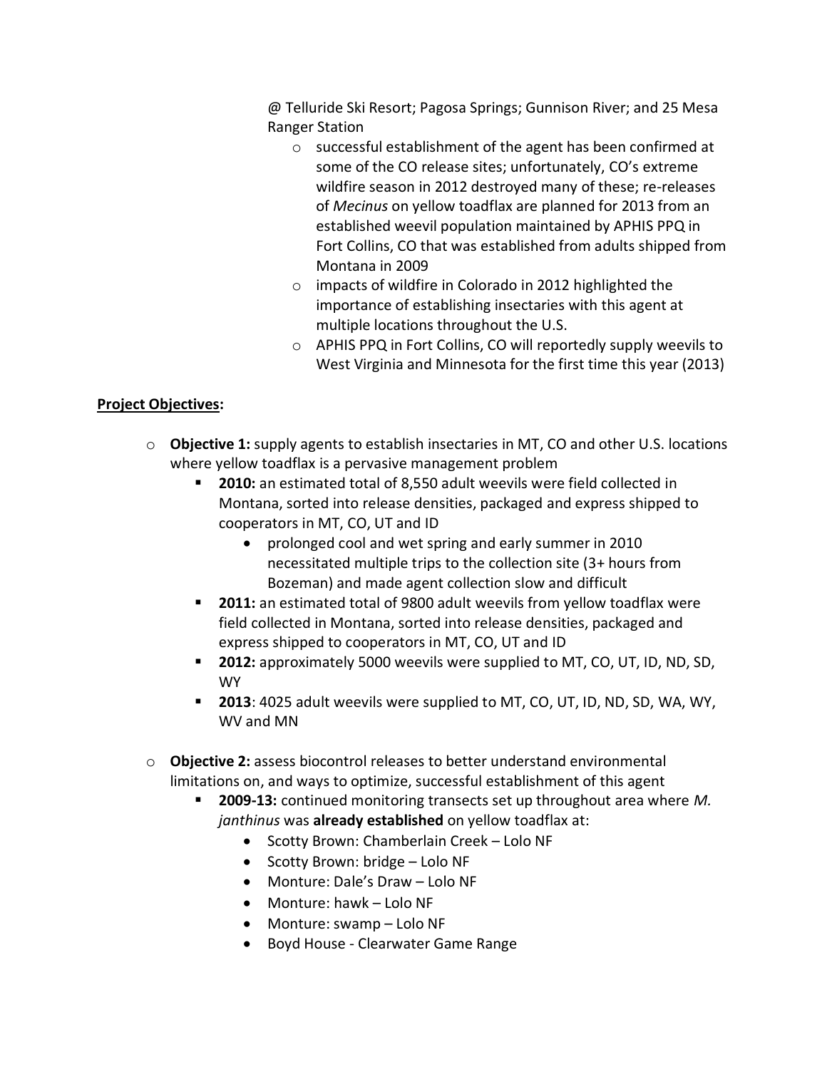@ Telluride Ski Resort; Pagosa Springs; Gunnison River; and 25 Mesa Ranger Station

- successful establishment of the agent has been confirmed at some of the CO release sites; unfortunately, CO's extreme wildfire season in 2012 destroyed many of these; re-releases of *Mecinus* on yellow toadflax are planned for 2013 from an established weevil population maintained by APHIS PPQ in Fort Collins, CO that was established from adults shipped from Montana in 2009
- impacts of wildfire in Colorado in 2012 highlighted the importance of establishing insectaries with this agent at multiple locations throughout the U.S.
- APHIS PPQ in Fort Collins, CO will reportedly supply weevils to West Virginia and Minnesota for the first time this year (2013)

**Project Objectives:**

- **Objective 1:** supply agents to establish insectaries in MT, CO and other U.S. locations where yellow toadflax is a pervasive management problem
  - **2010:** an estimated total of 8,550 adult weevils were field collected in Montana, sorted into release densities, packaged and express shipped to cooperators in MT, CO, UT and ID
    - prolonged cool and wet spring and early summer in 2010 necessitated multiple trips to the collection site (3+ hours from Bozeman) and made agent collection slow and difficult
  - **2011:** an estimated total of 9800 adult weevils from yellow toadflax were field collected in Montana, sorted into release densities, packaged and express shipped to cooperators in MT, CO, UT and ID
  - **2012:** approximately 5000 weevils were supplied to MT, CO, UT, ID, ND, SD, WY
  - **2013**: 4025 adult weevils were supplied to MT, CO, UT, ID, ND, SD, WA, WY, WV and MN

- **Objective 2:** assess biocontrol releases to better understand environmental limitations on, and ways to optimize, successful establishment of this agent
  - **2009-13:** continued monitoring transects set up throughout area where *M. janthinus* was **already established** on yellow toadflax at:
    - Scotty Brown: Chamberlain Creek – Lolo NF
    - Scotty Brown: bridge – Lolo NF
    - Monture: Dale's Draw – Lolo NF
    - Monture: hawk – Lolo NF
    - Monture: swamp – Lolo NF
    - Boyd House - Clearwater Game Range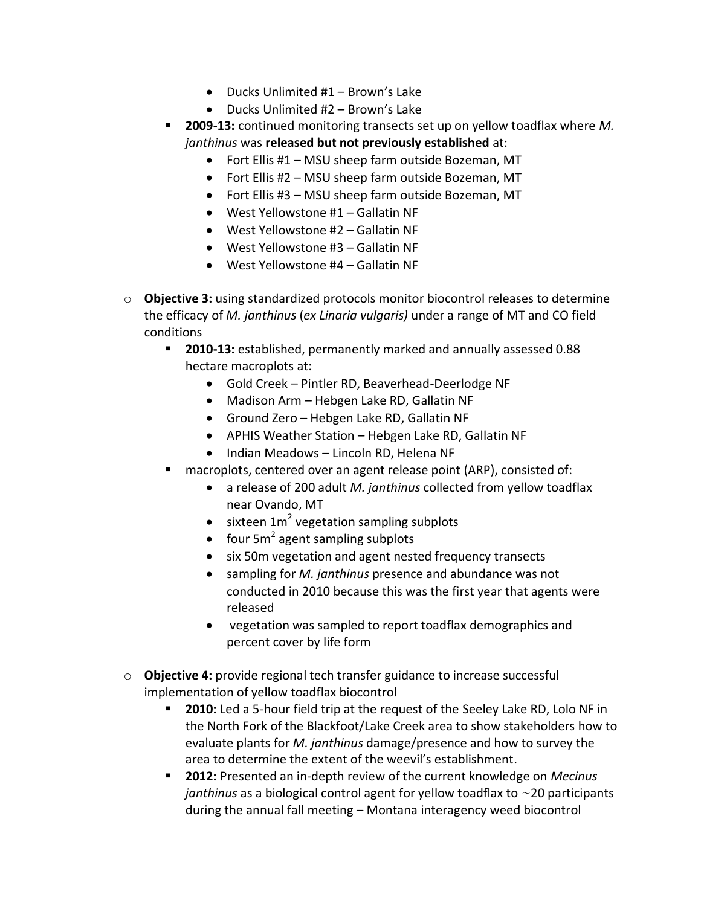- Ducks Unlimited #1 – Brown's Lake
- Ducks Unlimited #2 – Brown's Lake

- **2009-13:** continued monitoring transects set up on yellow toadflax where *M. janthinus* was **released but not previously established** at:
  - Fort Ellis #1 – MSU sheep farm outside Bozeman, MT
  - Fort Ellis #2 – MSU sheep farm outside Bozeman, MT
  - Fort Ellis #3 – MSU sheep farm outside Bozeman, MT
  - West Yellowstone #1 – Gallatin NF
  - West Yellowstone #2 – Gallatin NF
  - West Yellowstone #3 – Gallatin NF
  - West Yellowstone #4 – Gallatin NF

- **Objective 3:** using standardized protocols monitor biocontrol releases to determine the efficacy of *M. janthinus* (*ex Linaria vulgaris)* under a range of MT and CO field conditions
  - **2010-13:** established, permanently marked and annually assessed 0.88 hectare macroplots at:
    - Gold Creek – Pintler RD, Beaverhead-Deerlodge NF
    - Madison Arm – Hebgen Lake RD, Gallatin NF
    - Ground Zero – Hebgen Lake RD, Gallatin NF
    - APHIS Weather Station – Hebgen Lake RD, Gallatin NF
    - Indian Meadows – Lincoln RD, Helena NF
  - macroplots, centered over an agent release point (ARP), consisted of:
    - a release of 200 adult *M. janthinus* collected from yellow toadflax near Ovando, MT
    - sixteen $1m^2$ vegetation sampling subplots
    - four $5m^2$ agent sampling subplots
    - six 50m vegetation and agent nested frequency transects
    - sampling for *M. janthinus* presence and abundance was not conducted in 2010 because this was the first year that agents were released
    - vegetation was sampled to report toadflax demographics and percent cover by life form

- **Objective 4:** provide regional tech transfer guidance to increase successful implementation of yellow toadflax biocontrol
  - **2010:** Led a 5-hour field trip at the request of the Seeley Lake RD, Lolo NF in the North Fork of the Blackfoot/Lake Creek area to show stakeholders how to evaluate plants for *M. janthinus* damage/presence and how to survey the area to determine the extent of the weevil's establishment.
  - **2012:** Presented an in-depth review of the current knowledge on *Mecinus janthinus* as a biological control agent for yellow toadflax to ~20 participants during the annual fall meeting – Montana interagency weed biocontrol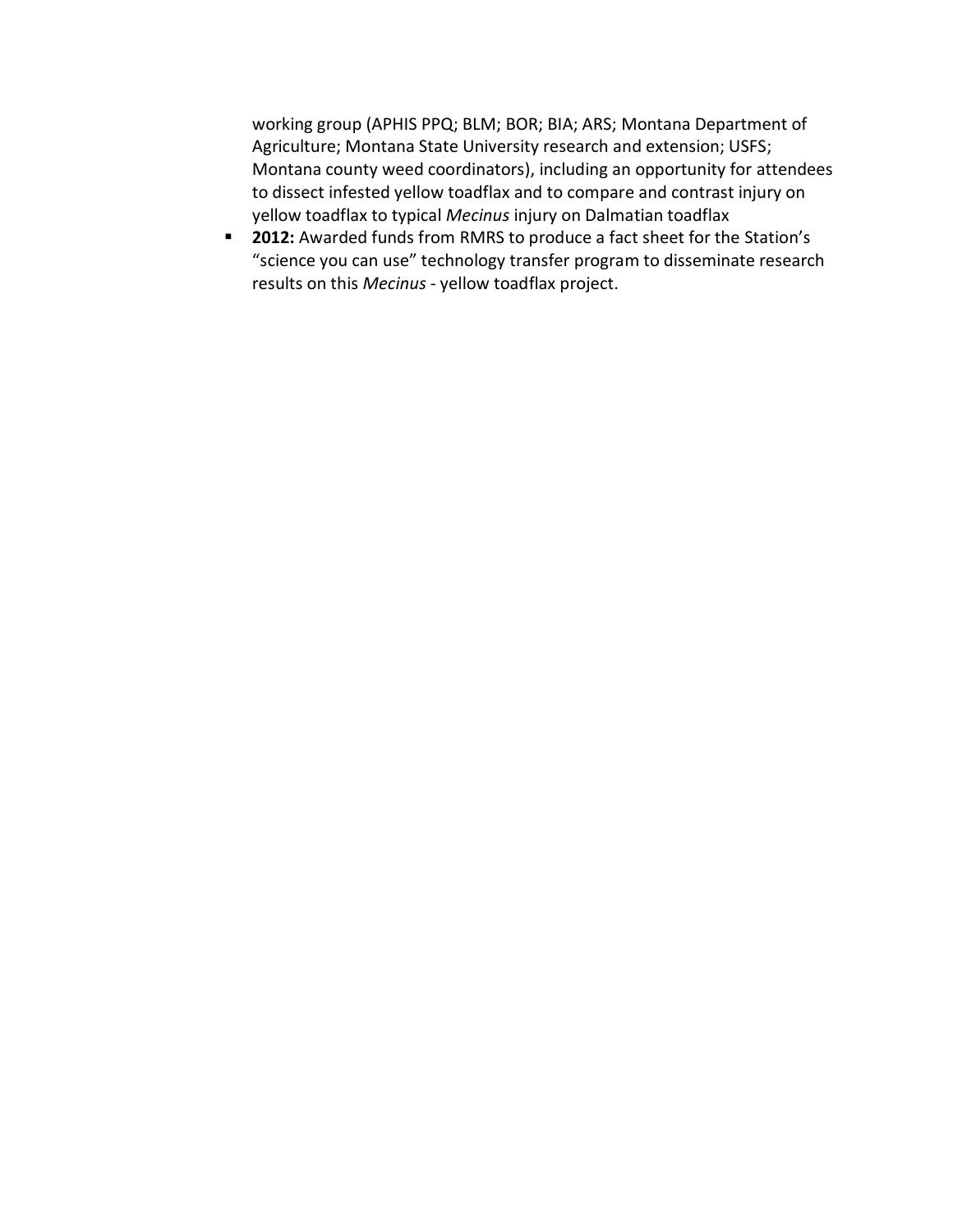working group (APHIS PPQ; BLM; BOR; BIA; ARS; Montana Department of Agriculture; Montana State University research and extension; USFS; Montana county weed coordinators), including an opportunity for attendees to dissect infested yellow toadflax and to compare and contrast injury on yellow toadflax to typical *Mecinus* injury on Dalmatian toadflax

- **2012:** Awarded funds from RMRS to produce a fact sheet for the Station's "science you can use" technology transfer program to disseminate research results on this *Mecinus* - yellow toadflax project.